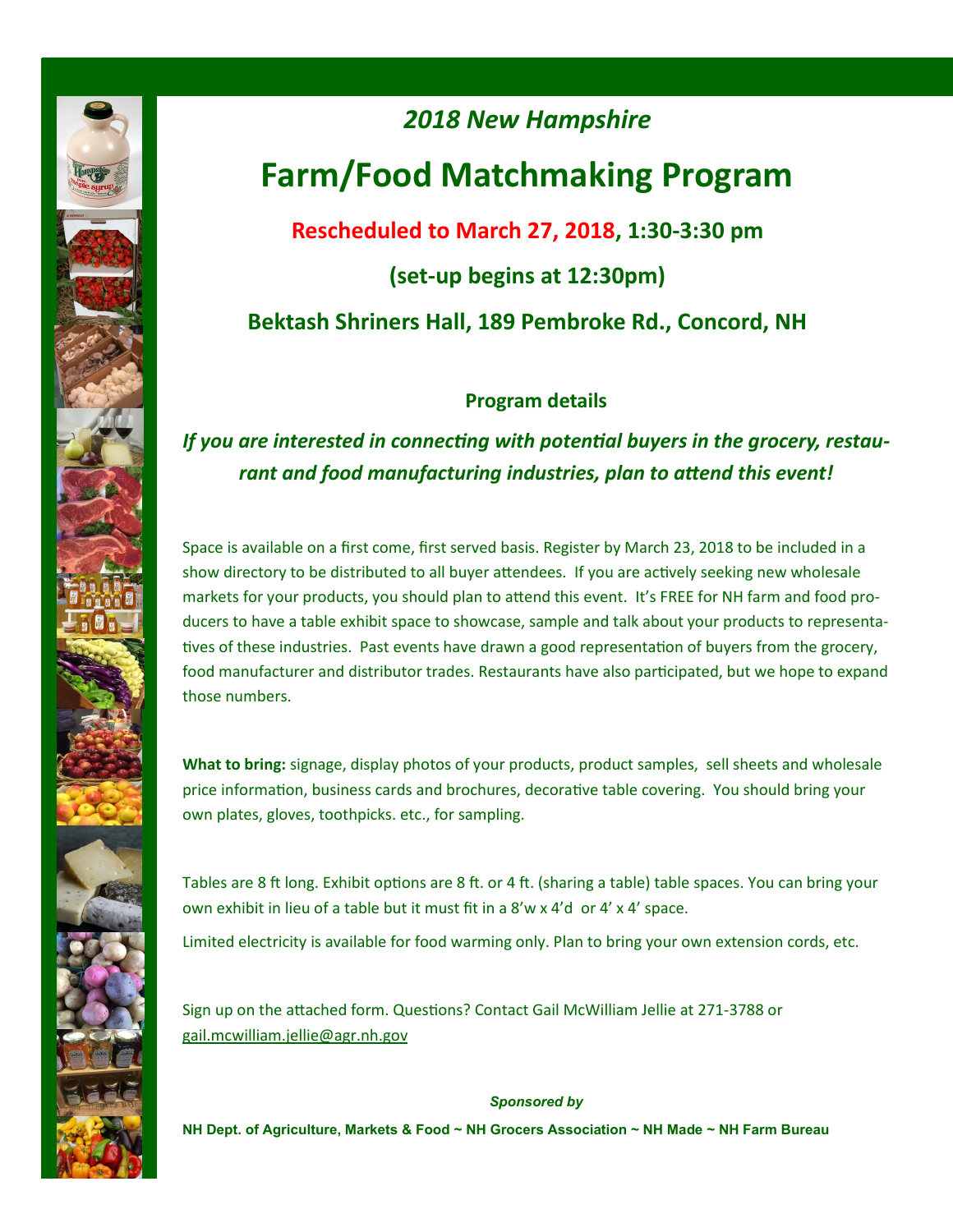*2018 New Hampshire*

# Farm/Food Matchmaking Program

**Rescheduled to March 27, 2018, 1:30-3:30 pm**

**(set-up begins at 12:30pm)**

**Bektash Shriners Hall, 189 Pembroke Rd., Concord, NH**

## Program details

***If you are interested in connecting with potential buyers in the grocery, restaurant and food manufacturing industries, plan to attend this event!***

Space is available on a first come, first served basis. Register by March 23, 2018 to be included in a show directory to be distributed to all buyer attendees. If you are actively seeking new wholesale markets for your products, you should plan to attend this event. It's FREE for NH farm and food producers to have a table exhibit space to showcase, sample and talk about your products to representatives of these industries. Past events have drawn a good representation of buyers from the grocery, food manufacturer and distributor trades. Restaurants have also participated, but we hope to expand those numbers.

**What to bring:** signage, display photos of your products, product samples, sell sheets and wholesale price information, business cards and brochures, decorative table covering. You should bring your own plates, gloves, toothpicks. etc., for sampling.

Tables are 8 ft long. Exhibit options are 8 ft. or 4 ft. (sharing a table) table spaces. You can bring your own exhibit in lieu of a table but it must fit in a 8'w x 4'd or 4' x 4' space.

Limited electricity is available for food warming only. Plan to bring your own extension cords, etc.

Sign up on the attached form. Questions? Contact Gail McWilliam Jellie at 271-3788 or gail.mcwilliam.jellie@agr.nh.gov

*Sponsored by*

**NH Dept. of Agriculture, Markets & Food ~ NH Grocers Association ~ NH Made ~ NH Farm Bureau**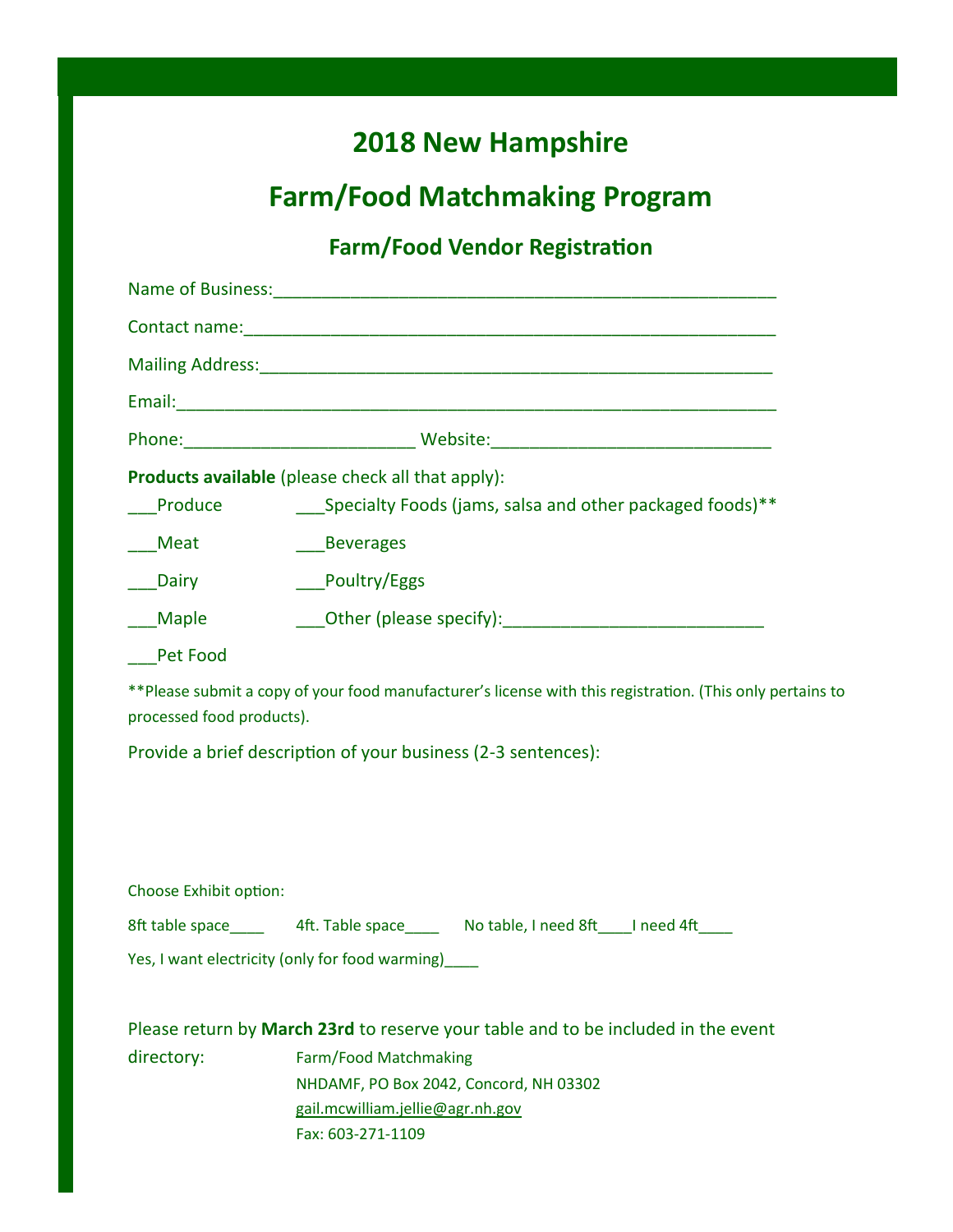# 2018 New Hampshire

# Farm/Food Matchmaking Program

## Farm/Food Vendor Registration

Name of Business:_____________________________________________________

Contact name:_________________________________________________________

Mailing Address:______________________________________________________

Email:________________________________________________________________

Phone:_________________________ Website:______________________________

**Products available** (please check all that apply):

___Produce ___Specialty Foods (jams, salsa and other packaged foods)**

___Meat ___Beverages

___Dairy ___Poultry/Eggs

___Maple ___Other (please specify):___________________________

___Pet Food

**Please submit a copy of your food manufacturer's license with this registration. (This only pertains to processed food products).

Provide a brief description of your business (2-3 sentences):

Choose Exhibit option:

8ft table space____ 4ft. Table space____ No table, I need 8ft____I need 4ft____

Yes, I want electricity (only for food warming)____

Please return by **March 23rd** to reserve your table and to be included in the event directory:

Farm/Food Matchmaking
NHDAMF, PO Box 2042, Concord, NH 03302
gail.mcwilliam.jellie@agr.nh.gov
Fax: 603-271-1109